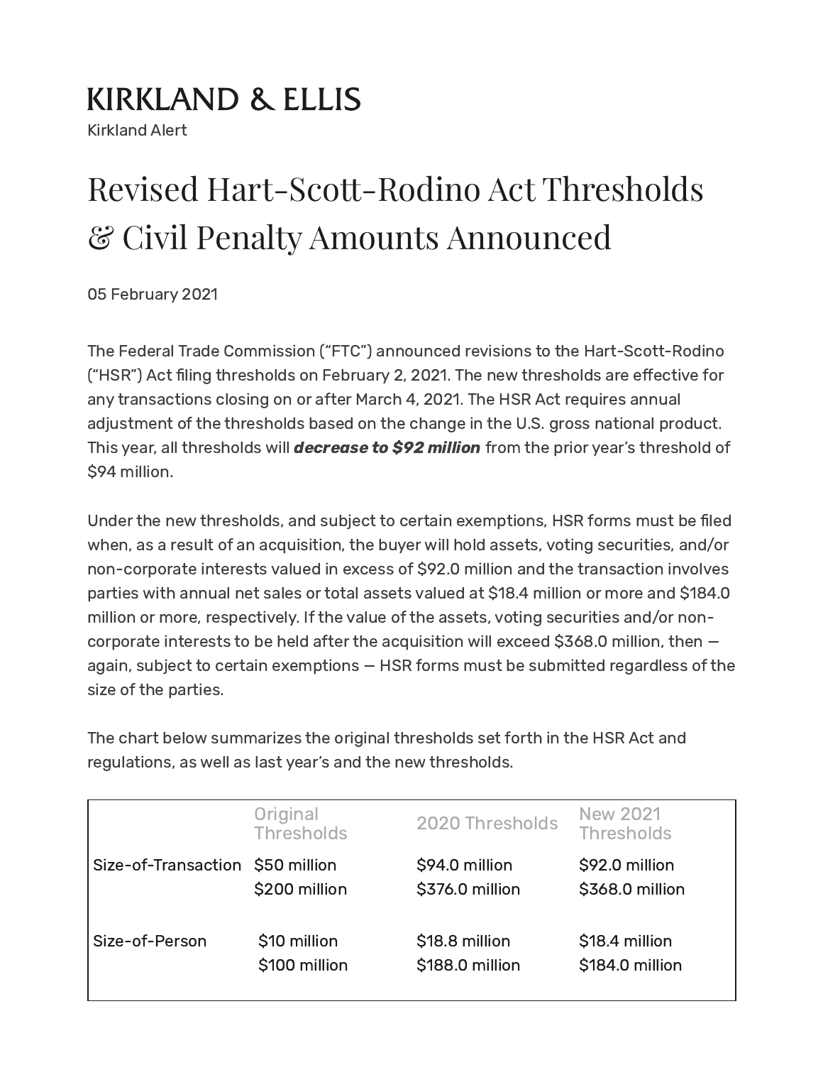KIRKLAND & ELLIS

Kirkland Alert

# Revised Hart-Scott-Rodino Act Thresholds & Civil Penalty Amounts Announced

05 February 2021

The Federal Trade Commission ("FTC") announced revisions to the Hart-Scott-Rodino ("HSR") Act filing thresholds on February 2, 2021. The new thresholds are effective for any transactions closing on or after March 4, 2021. The HSR Act requires annual adjustment of the thresholds based on the change in the U.S. gross national product. This year, all thresholds will ***decrease to $92 million*** from the prior year's threshold of $94 million.

Under the new thresholds, and subject to certain exemptions, HSR forms must be filed when, as a result of an acquisition, the buyer will hold assets, voting securities, and/or non-corporate interests valued in excess of $92.0 million and the transaction involves parties with annual net sales or total assets valued at $18.4 million or more and $184.0 million or more, respectively. If the value of the assets, voting securities and/or non-corporate interests to be held after the acquisition will exceed $368.0 million, then — again, subject to certain exemptions — HSR forms must be submitted regardless of the size of the parties.

The chart below summarizes the original thresholds set forth in the HSR Act and regulations, as well as last year's and the new thresholds.

| | Original Thresholds | 2020 Thresholds | New 2021 Thresholds |
|---|---|---|---|
| Size-of-Transaction | $50 million<br>$200 million | $94.0 million<br>$376.0 million | $92.0 million<br>$368.0 million |
| Size-of-Person | $10 million<br>$100 million | $18.8 million<br>$188.0 million | $18.4 million<br>$184.0 million |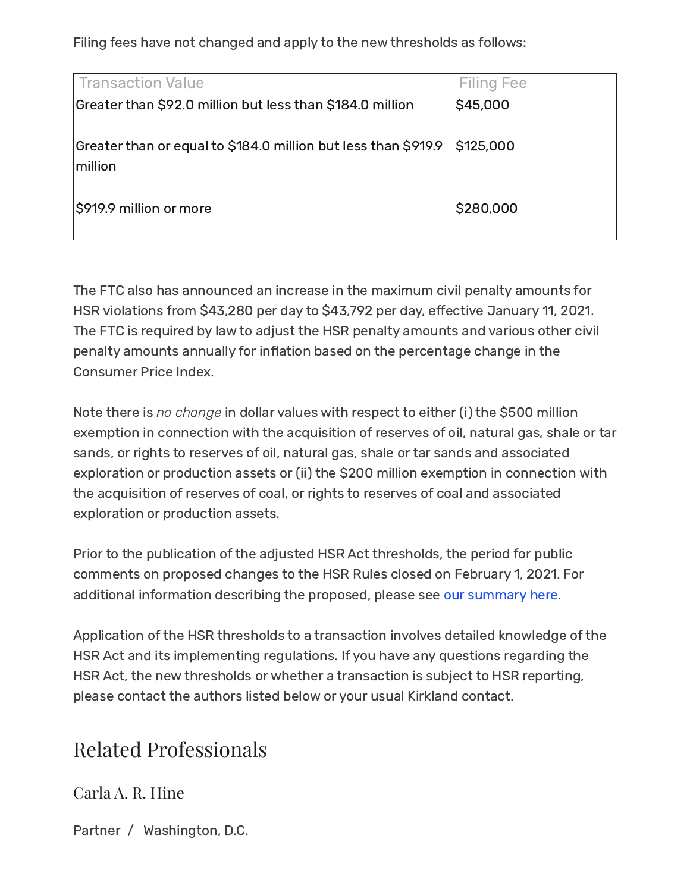Filing fees have not changed and apply to the new thresholds as follows:

| Transaction Value | Filing Fee |
| --- | --- |
| Greater than $92.0 million but less than $184.0 million | $45,000 |
| Greater than or equal to $184.0 million but less than $919.9 million | $125,000 |
| $919.9 million or more | $280,000 |

The FTC also has announced an increase in the maximum civil penalty amounts for HSR violations from $43,280 per day to $43,792 per day, effective January 11, 2021. The FTC is required by law to adjust the HSR penalty amounts and various other civil penalty amounts annually for inflation based on the percentage change in the Consumer Price Index.

Note there is *no change* in dollar values with respect to either (i) the $500 million exemption in connection with the acquisition of reserves of oil, natural gas, shale or tar sands, or rights to reserves of oil, natural gas, shale or tar sands and associated exploration or production assets or (ii) the $200 million exemption in connection with the acquisition of reserves of coal, or rights to reserves of coal and associated exploration or production assets.

Prior to the publication of the adjusted HSR Act thresholds, the period for public comments on proposed changes to the HSR Rules closed on February 1, 2021. For additional information describing the proposed, please see our summary here.

Application of the HSR thresholds to a transaction involves detailed knowledge of the HSR Act and its implementing regulations. If you have any questions regarding the HSR Act, the new thresholds or whether a transaction is subject to HSR reporting, please contact the authors listed below or your usual Kirkland contact.

## Related Professionals

### Carla A. R. Hine

Partner / Washington, D.C.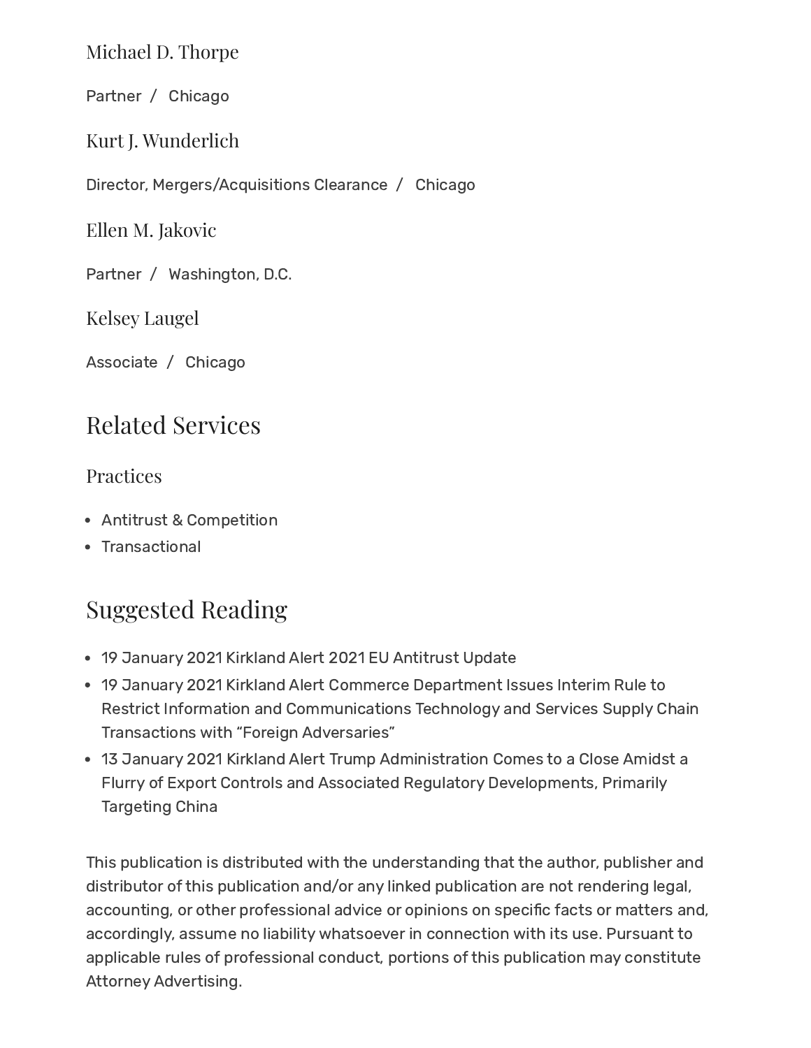### Michael D. Thorpe

Partner / Chicago

### Kurt J. Wunderlich

Director, Mergers/Acquisitions Clearance / Chicago

### Ellen M. Jakovic

Partner / Washington, D.C.

### Kelsey Laugel

Associate / Chicago

## Related Services

### Practices

- Antitrust & Competition
- Transactional

## Suggested Reading

- 19 January 2021 Kirkland Alert 2021 EU Antitrust Update
- 19 January 2021 Kirkland Alert Commerce Department Issues Interim Rule to Restrict Information and Communications Technology and Services Supply Chain Transactions with "Foreign Adversaries"
- 13 January 2021 Kirkland Alert Trump Administration Comes to a Close Amidst a Flurry of Export Controls and Associated Regulatory Developments, Primarily Targeting China

This publication is distributed with the understanding that the author, publisher and distributor of this publication and/or any linked publication are not rendering legal, accounting, or other professional advice or opinions on specific facts or matters and, accordingly, assume no liability whatsoever in connection with its use. Pursuant to applicable rules of professional conduct, portions of this publication may constitute Attorney Advertising.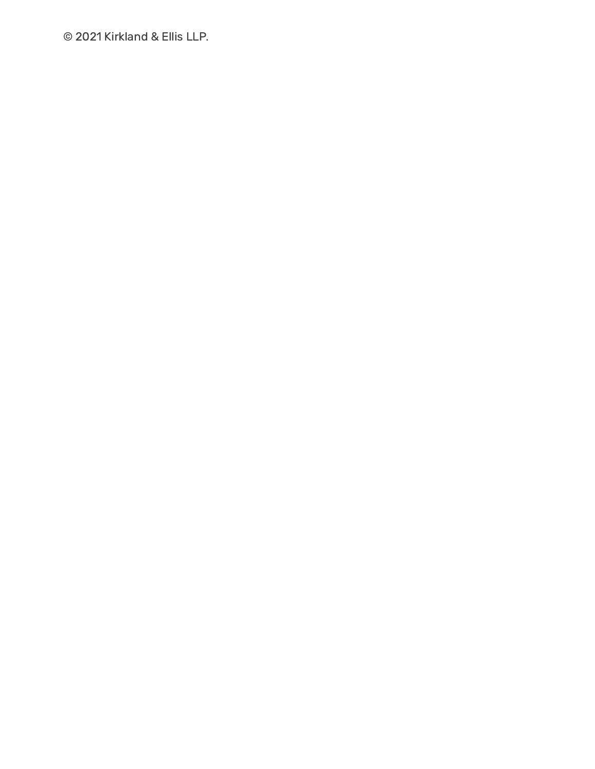© 2021 Kirkland & Ellis LLP.